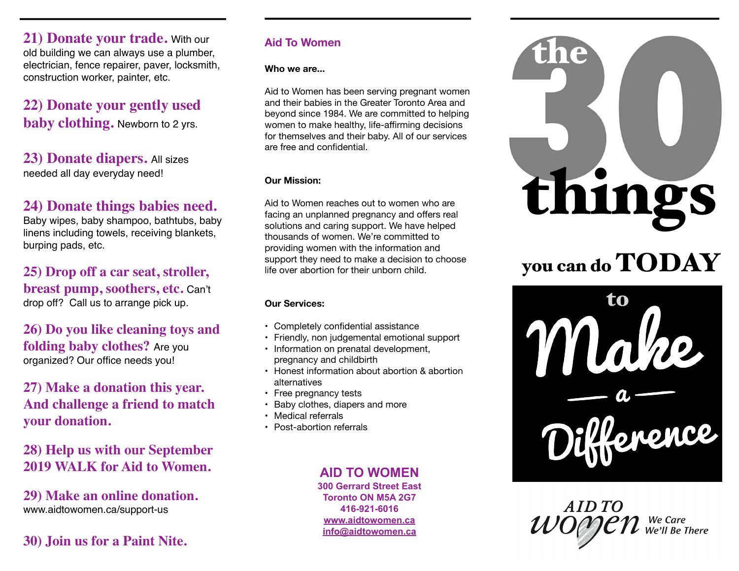**21) Donate your trade.** With our old building we can always use a plumber, electrician, fence repairer, paver, locksmith, construction worker, painter, etc.

**22) Donate your gently used baby clothing.** Newborn to 2 yrs.

**23) Donate diapers.** All sizes needed all day everyday need!

**24) Donate things babies need.** Baby wipes, baby shampoo, bathtubs, baby linens including towels, receiving blankets, burping pads, etc.

**25) Drop off a car seat, stroller, breast pump, soothers, etc.** Can't drop off? Call us to arrange pick up.

**26) Do you like cleaning toys and folding baby clothes?** Are you organized? Our office needs you!

**27) Make a donation this year. And challenge a friend to match your donation.**

**28) Help us with our September 2019 WALK for Aid to Women.**

**29) Make an online donation.** www.aidtowomen.ca/support-us

**30) Join us for a Paint Nite.**

## Aid To Women

**Who we are...**

Aid to Women has been serving pregnant women and their babies in the Greater Toronto Area and beyond since 1984. We are committed to helping women to make healthy, life-affirming decisions for themselves and their baby. All of our services are free and confidential.

**Our Mission:**

Aid to Women reaches out to women who are facing an unplanned pregnancy and offers real solutions and caring support. We have helped thousands of women. We're committed to providing women with the information and support they need to make a decision to choose life over abortion for their unborn child.

**Our Services:**

- Completely confidential assistance
- Friendly, non judgemental emotional support
- Information on prenatal development, pregnancy and childbirth
- Honest information about abortion & abortion alternatives
- Free pregnancy tests
- Baby clothes, diapers and more
- Medical referrals
- Post-abortion referrals

**AID TO WOMEN**
**300 Gerrard Street East**
**Toronto ON M5A 2G7**
**416-921-6016**
**www.aidtowomen.ca**
**info@aidtowomen.ca**

# the 30 things you can do TODAY to Make a Difference

AID TO WOMEN — *We Care We'll Be There*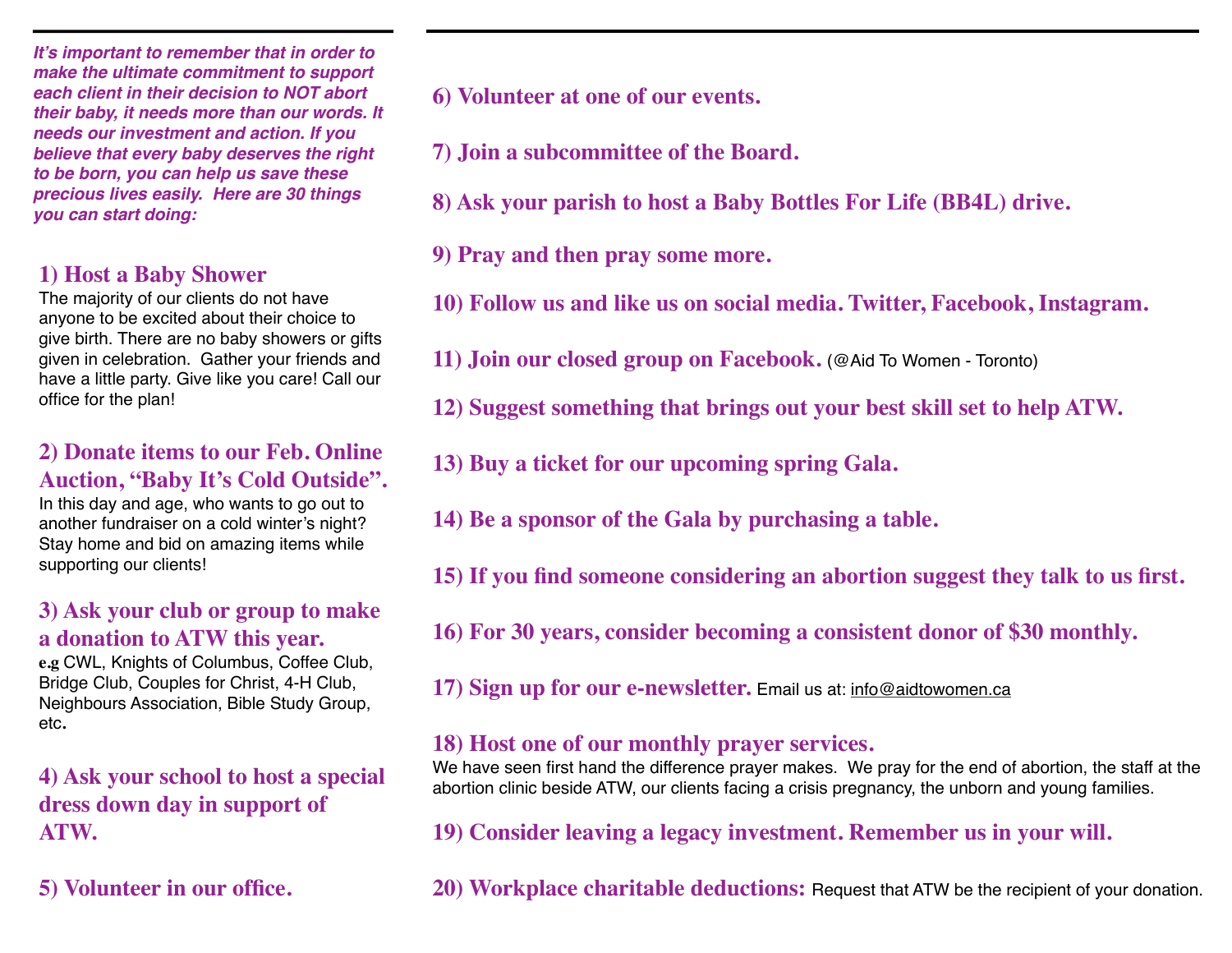*It's important to remember that in order to make the ultimate commitment to support each client in their decision to NOT abort their baby, it needs more than our words. It needs our investment and action. If you believe that every baby deserves the right to be born, you can help us save these precious lives easily. Here are 30 things you can start doing:*

### 1) Host a Baby Shower

The majority of our clients do not have anyone to be excited about their choice to give birth. There are no baby showers or gifts given in celebration. Gather your friends and have a little party. Give like you care! Call our office for the plan!

### 2) Donate items to our Feb. Online Auction, "Baby It's Cold Outside".

In this day and age, who wants to go out to another fundraiser on a cold winter's night? Stay home and bid on amazing items while supporting our clients!

### 3) Ask your club or group to make a donation to ATW this year.

**e.g** CWL, Knights of Columbus, Coffee Club, Bridge Club, Couples for Christ, 4-H Club, Neighbours Association, Bible Study Group, etc.

### 4) Ask your school to host a special dress down day in support of ATW.

### 5) Volunteer in our office.

### 6) Volunteer at one of our events.

### 7) Join a subcommittee of the Board.

### 8) Ask your parish to host a Baby Bottles For Life (BB4L) drive.

### 9) Pray and then pray some more.

### 10) Follow us and like us on social media. Twitter, Facebook, Instagram.

### 11) Join our closed group on Facebook.

(@Aid To Women - Toronto)

### 12) Suggest something that brings out your best skill set to help ATW.

### 13) Buy a ticket for our upcoming spring Gala.

### 14) Be a sponsor of the Gala by purchasing a table.

### 15) If you find someone considering an abortion suggest they talk to us first.

### 16) For 30 years, consider becoming a consistent donor of $30 monthly.

### 17) Sign up for our e-newsletter.

Email us at: info@aidtowomen.ca

### 18) Host one of our monthly prayer services.

We have seen first hand the difference prayer makes. We pray for the end of abortion, the staff at the abortion clinic beside ATW, our clients facing a crisis pregnancy, the unborn and young families.

### 19) Consider leaving a legacy investment. Remember us in your will.

### 20) Workplace charitable deductions:

Request that ATW be the recipient of your donation.